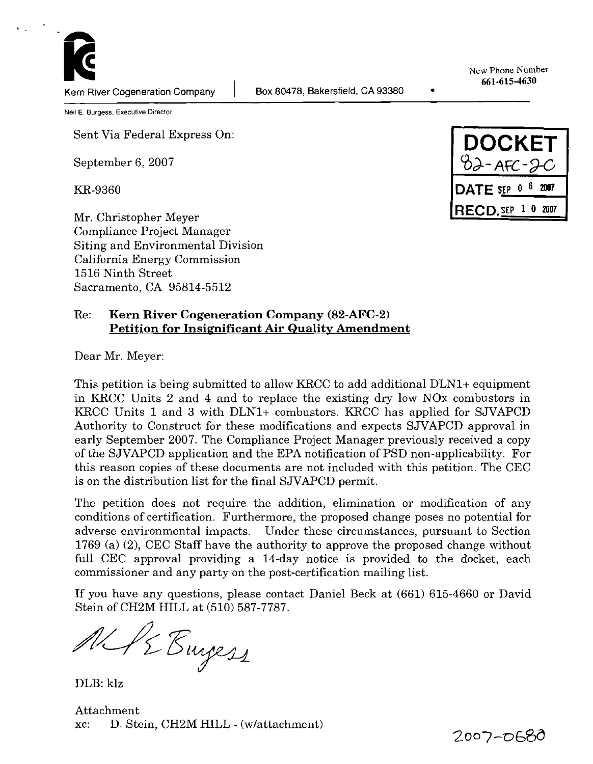Kern River Cogeneration Company | Box 80478, Bakersfield, CA 93380

New Phone Number
661-615-4630

Neil E. Burgess, Executive Director

Sent Via Federal Express On:

September 6, 2007

KR-9360

**DOCKET**
82-AFC-2C

**DATE** SEP 06 2007

**RECD.** SEP 10 2007

Mr. Christopher Meyer
Compliance Project Manager
Siting and Environmental Division
California Energy Commission
1516 Ninth Street
Sacramento, CA 95814-5512

Re: **Kern River Cogeneration Company (82-AFC-2)**
**Petition for Insignificant Air Quality Amendment**

Dear Mr. Meyer:

This petition is being submitted to allow KRCC to add additional DLN1+ equipment in KRCC Units 2 and 4 and to replace the existing dry low NOx combustors in KRCC Units 1 and 3 with DLN1+ combustors. KRCC has applied for SJVAPCD Authority to Construct for these modifications and expects SJVAPCD approval in early September 2007. The Compliance Project Manager previously received a copy of the SJVAPCD application and the EPA notification of PSD non-applicability. For this reason copies of these documents are not included with this petition. The CEC is on the distribution list for the final SJVAPCD permit.

The petition does not require the addition, elimination or modification of any conditions of certification. Furthermore, the proposed change poses no potential for adverse environmental impacts. Under these circumstances, pursuant to Section 1769 (a) (2), CEC Staff have the authority to approve the proposed change without full CEC approval providing a 14-day notice is provided to the docket, each commissioner and any party on the post-certification mailing list.

If you have any questions, please contact Daniel Beck at (661) 615-4660 or David Stein of CH2M HILL at (510) 587-7787.

N E Burgess

DLB: klz

Attachment
xc: D. Stein, CH2M HILL - (w/attachment)

2007-0680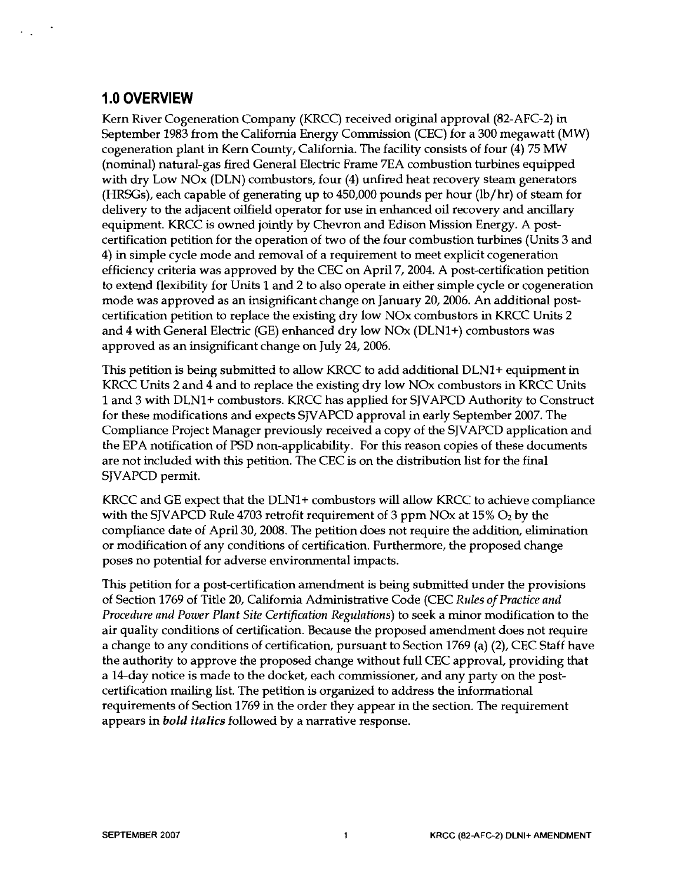## 1.0 OVERVIEW

Kern River Cogeneration Company (KRCC) received original approval (82-AFC-2) in September 1983 from the California Energy Commission (CEC) for a 300 megawatt (MW) cogeneration plant in Kern County, California. The facility consists of four (4) 75 MW (nominal) natural-gas fired General Electric Frame 7EA combustion turbines equipped with dry Low NOx (DLN) combustors, four (4) unfired heat recovery steam generators (HRSGs), each capable of generating up to 450,000 pounds per hour (lb/hr) of steam for delivery to the adjacent oilfield operator for use in enhanced oil recovery and ancillary equipment. KRCC is owned jointly by Chevron and Edison Mission Energy. A post-certification petition for the operation of two of the four combustion turbines (Units 3 and 4) in simple cycle mode and removal of a requirement to meet explicit cogeneration efficiency criteria was approved by the CEC on April 7, 2004. A post-certification petition to extend flexibility for Units 1 and 2 to also operate in either simple cycle or cogeneration mode was approved as an insignificant change on January 20, 2006. An additional post-certification petition to replace the existing dry low NOx combustors in KRCC Units 2 and 4 with General Electric (GE) enhanced dry low NOx (DLN1+) combustors was approved as an insignificant change on July 24, 2006.

This petition is being submitted to allow KRCC to add additional DLN1+ equipment in KRCC Units 2 and 4 and to replace the existing dry low NOx combustors in KRCC Units 1 and 3 with DLN1+ combustors. KRCC has applied for SJVAPCD Authority to Construct for these modifications and expects SJVAPCD approval in early September 2007. The Compliance Project Manager previously received a copy of the SJVAPCD application and the EPA notification of PSD non-applicability. For this reason copies of these documents are not included with this petition. The CEC is on the distribution list for the final SJVAPCD permit.

KRCC and GE expect that the DLN1+ combustors will allow KRCC to achieve compliance with the SJVAPCD Rule 4703 retrofit requirement of 3 ppm NOx at 15% $O_2$ by the compliance date of April 30, 2008. The petition does not require the addition, elimination or modification of any conditions of certification. Furthermore, the proposed change poses no potential for adverse environmental impacts.

This petition for a post-certification amendment is being submitted under the provisions of Section 1769 of Title 20, California Administrative Code (CEC *Rules of Practice and Procedure and Power Plant Site Certification Regulations*) to seek a minor modification to the air quality conditions of certification. Because the proposed amendment does not require a change to any conditions of certification, pursuant to Section 1769 (a) (2), CEC Staff have the authority to approve the proposed change without full CEC approval, providing that a 14-day notice is made to the docket, each commissioner, and any party on the post-certification mailing list. The petition is organized to address the informational requirements of Section 1769 in the order they appear in the section. The requirement appears in ***bold italics*** followed by a narrative response.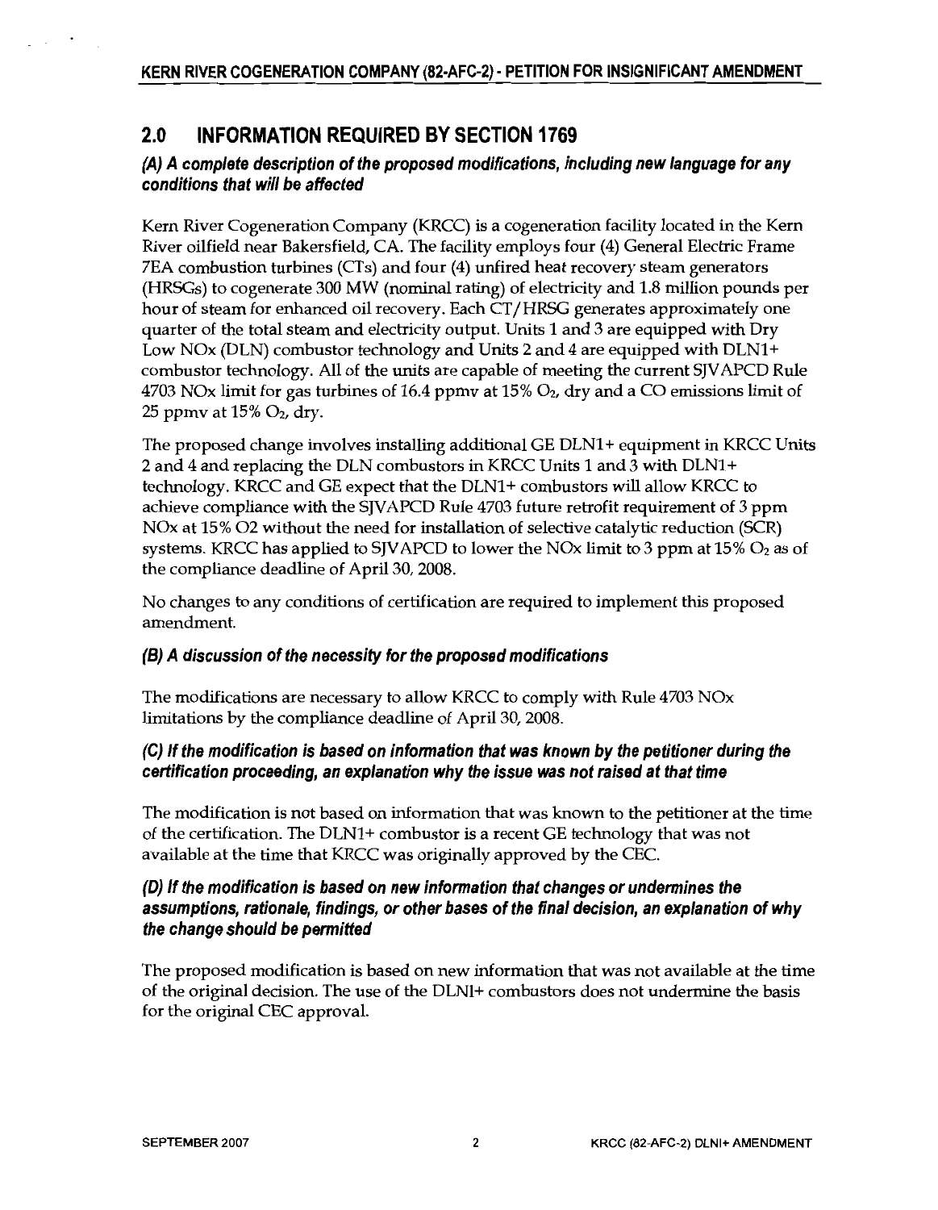## 2.0 INFORMATION REQUIRED BY SECTION 1769

### *(A) A complete description of the proposed modifications, including new language for any conditions that will be affected*

Kern River Cogeneration Company (KRCC) is a cogeneration facility located in the Kern River oilfield near Bakersfield, CA. The facility employs four (4) General Electric Frame 7EA combustion turbines (CTs) and four (4) unfired heat recovery steam generators (HRSGs) to cogenerate 300 MW (nominal rating) of electricity and 1.8 million pounds per hour of steam for enhanced oil recovery. Each CT/HRSG generates approximately one quarter of the total steam and electricity output. Units 1 and 3 are equipped with Dry Low NOx (DLN) combustor technology and Units 2 and 4 are equipped with DLN1+ combustor technology. All of the units are capable of meeting the current SJVAPCD Rule 4703 NOx limit for gas turbines of 16.4 ppmv at 15% $O_2$, dry and a CO emissions limit of 25 ppmv at 15% $O_2$, dry.

The proposed change involves installing additional GE DLN1+ equipment in KRCC Units 2 and 4 and replacing the DLN combustors in KRCC Units 1 and 3 with DLN1+ technology. KRCC and GE expect that the DLN1+ combustors will allow KRCC to achieve compliance with the SJVAPCD Rule 4703 future retrofit requirement of 3 ppm NOx at 15% O2 without the need for installation of selective catalytic reduction (SCR) systems. KRCC has applied to SJVAPCD to lower the NOx limit to 3 ppm at 15% $O_2$ as of the compliance deadline of April 30, 2008.

No changes to any conditions of certification are required to implement this proposed amendment.

### *(B) A discussion of the necessity for the proposed modifications*

The modifications are necessary to allow KRCC to comply with Rule 4703 NOx limitations by the compliance deadline of April 30, 2008.

### *(C) If the modification is based on information that was known by the petitioner during the certification proceeding, an explanation why the issue was not raised at that time*

The modification is not based on information that was known to the petitioner at the time of the certification. The DLN1+ combustor is a recent GE technology that was not available at the time that KRCC was originally approved by the CEC.

### *(D) If the modification is based on new information that changes or undermines the assumptions, rationale, findings, or other bases of the final decision, an explanation of why the change should be permitted*

The proposed modification is based on new information that was not available at the time of the original decision. The use of the DLNl+ combustors does not undermine the basis for the original CEC approval.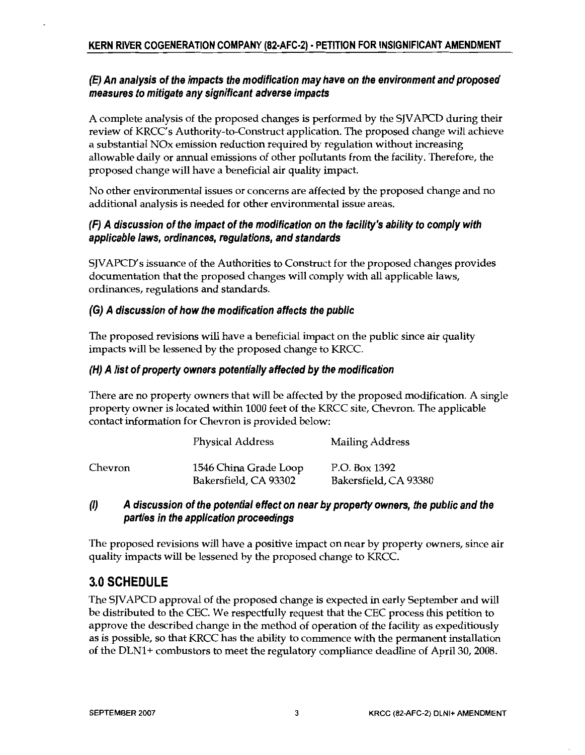### *(E) An analysis of the impacts the modification may have on the environment and proposed measures to mitigate any significant adverse impacts*

A complete analysis of the proposed changes is performed by the SJVAPCD during their review of KRCC's Authority-to-Construct application. The proposed change will achieve a substantial NOx emission reduction required by regulation without increasing allowable daily or annual emissions of other pollutants from the facility. Therefore, the proposed change will have a beneficial air quality impact.

No other environmental issues or concerns are affected by the proposed change and no additional analysis is needed for other environmental issue areas.

### *(F) A discussion of the impact of the modification on the facility's ability to comply with applicable laws, ordinances, regulations, and standards*

SJVAPCD's issuance of the Authorities to Construct for the proposed changes provides documentation that the proposed changes will comply with all applicable laws, ordinances, regulations and standards.

### *(G) A discussion of how the modification affects the public*

The proposed revisions will have a beneficial impact on the public since air quality impacts will be lessened by the proposed change to KRCC.

### *(H) A list of property owners potentially affected by the modification*

There are no property owners that will be affected by the proposed modification. A single property owner is located within 1000 feet of the KRCC site, Chevron. The applicable contact information for Chevron is provided below:

| | Physical Address | Mailing Address |
|---|---|---|
| Chevron | 1546 China Grade Loop<br>Bakersfield, CA 93302 | P.O. Box 1392<br>Bakersfield, CA 93380 |

### *(I) A discussion of the potential effect on near by property owners, the public and the parties in the application proceedings*

The proposed revisions will have a positive impact on near by property owners, since air quality impacts will be lessened by the proposed change to KRCC.

## 3.0 SCHEDULE

The SJVAPCD approval of the proposed change is expected in early September and will be distributed to the CEC. We respectfully request that the CEC process this petition to approve the described change in the method of operation of the facility as expeditiously as is possible, so that KRCC has the ability to commence with the permanent installation of the DLN1+ combustors to meet the regulatory compliance deadline of April 30, 2008.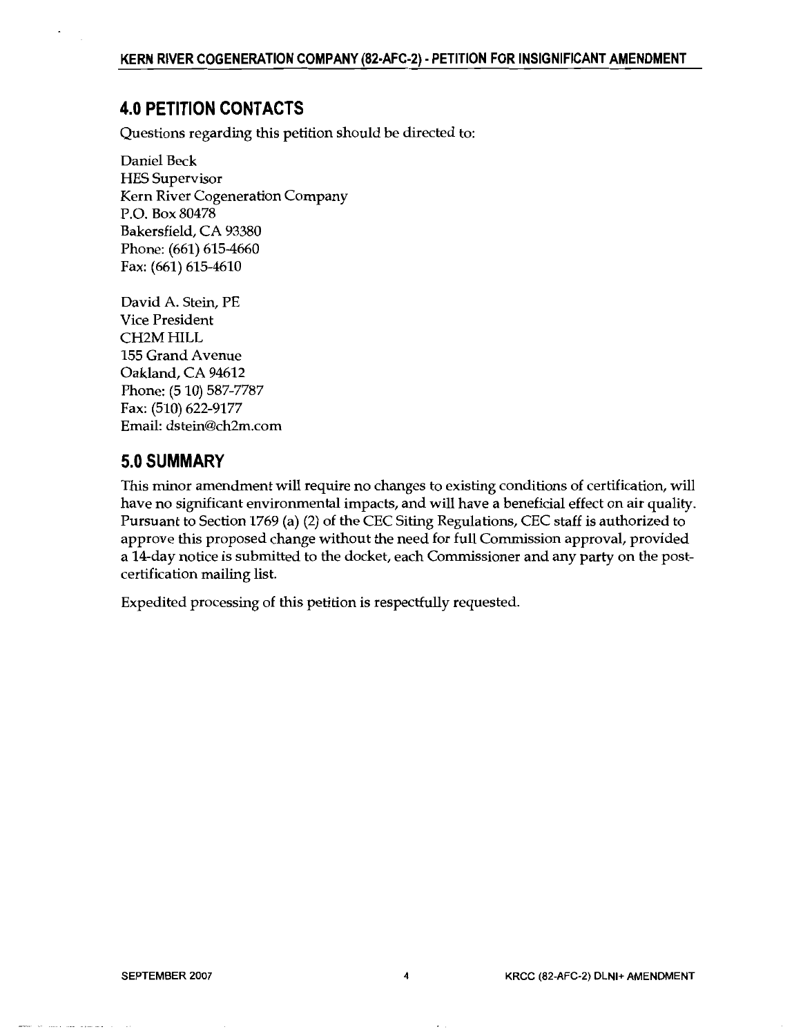## 4.0 PETITION CONTACTS

Questions regarding this petition should be directed to:

Daniel Beck
HES Supervisor
Kern River Cogeneration Company
P.O. Box 80478
Bakersfield, CA 93380
Phone: (661) 615-4660
Fax: (661) 615-4610

David A. Stein, PE
Vice President
CH2M HILL
155 Grand Avenue
Oakland, CA 94612
Phone: (5 10) 587-7787
Fax: (510) 622-9177
Email: dstein@ch2m.com

## 5.0 SUMMARY

This minor amendment will require no changes to existing conditions of certification, will have no significant environmental impacts, and will have a beneficial effect on air quality. Pursuant to Section 1769 (a) (2) of the CEC Siting Regulations, CEC staff is authorized to approve this proposed change without the need for full Commission approval, provided a 14-day notice is submitted to the docket, each Commissioner and any party on the post-certification mailing list.

Expedited processing of this petition is respectfully requested.